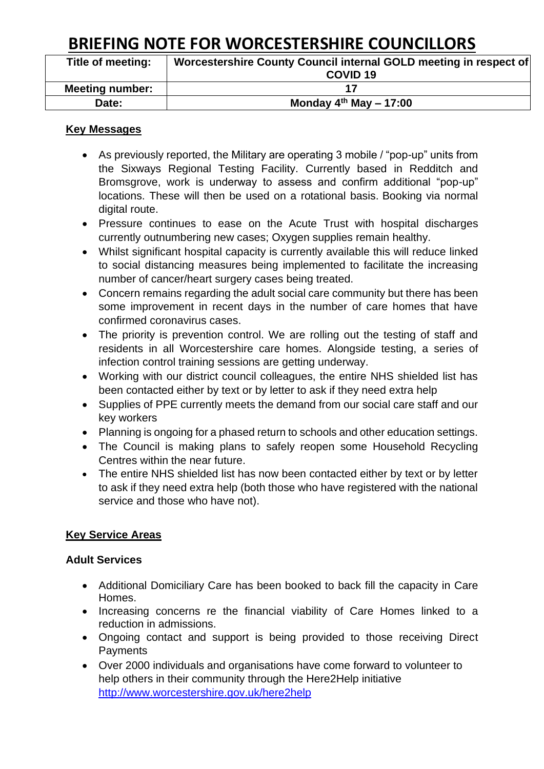# BRIEFING NOTE FOR WORCESTERSHIRE COUNCILLORS

| | |
|---|---|
| **Title of meeting:** | **Worcestershire County Council internal GOLD meeting in respect of COVID 19** |
| **Meeting number:** | **17** |
| **Date:** | **Monday 4th May – 17:00** |

## Key Messages

- As previously reported, the Military are operating 3 mobile / "pop-up" units from the Sixways Regional Testing Facility. Currently based in Redditch and Bromsgrove, work is underway to assess and confirm additional "pop-up" locations. These will then be used on a rotational basis. Booking via normal digital route.
- Pressure continues to ease on the Acute Trust with hospital discharges currently outnumbering new cases; Oxygen supplies remain healthy.
- Whilst significant hospital capacity is currently available this will reduce linked to social distancing measures being implemented to facilitate the increasing number of cancer/heart surgery cases being treated.
- Concern remains regarding the adult social care community but there has been some improvement in recent days in the number of care homes that have confirmed coronavirus cases.
- The priority is prevention control. We are rolling out the testing of staff and residents in all Worcestershire care homes. Alongside testing, a series of infection control training sessions are getting underway.
- Working with our district council colleagues, the entire NHS shielded list has been contacted either by text or by letter to ask if they need extra help
- Supplies of PPE currently meets the demand from our social care staff and our key workers
- Planning is ongoing for a phased return to schools and other education settings.
- The Council is making plans to safely reopen some Household Recycling Centres within the near future.
- The entire NHS shielded list has now been contacted either by text or by letter to ask if they need extra help (both those who have registered with the national service and those who have not).

## Key Service Areas

### Adult Services

- Additional Domiciliary Care has been booked to back fill the capacity in Care Homes.
- Increasing concerns re the financial viability of Care Homes linked to a reduction in admissions.
- Ongoing contact and support is being provided to those receiving Direct Payments
- Over 2000 individuals and organisations have come forward to volunteer to help others in their community through the Here2Help initiative http://www.worcestershire.gov.uk/here2help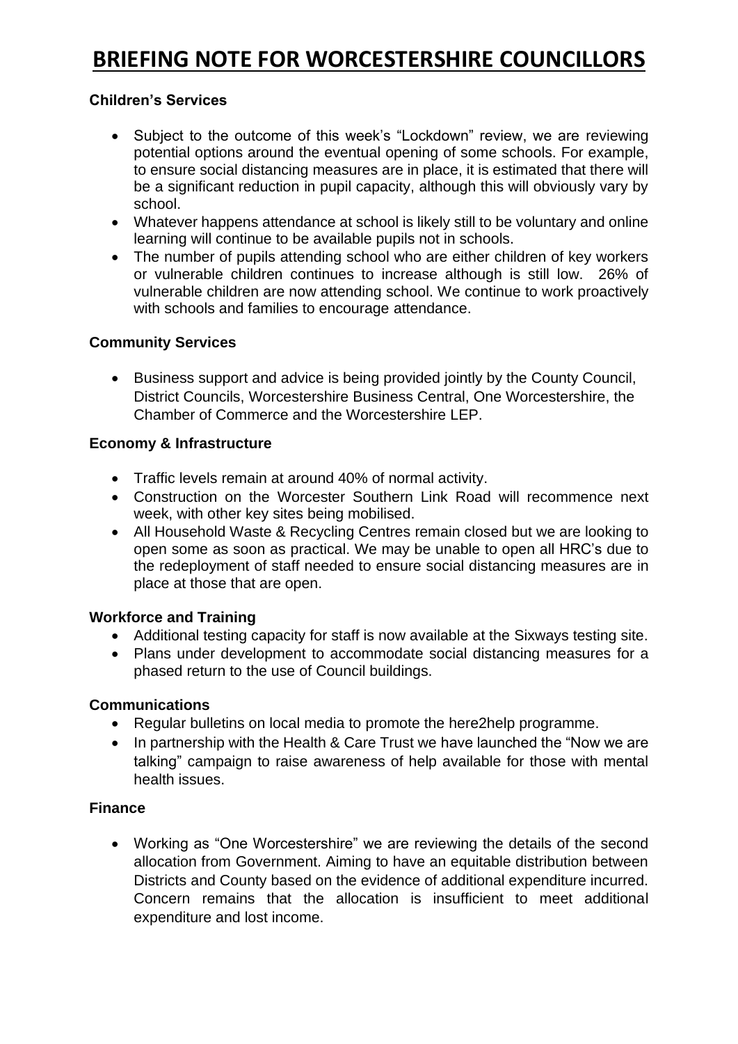# BRIEFING NOTE FOR WORCESTERSHIRE COUNCILLORS

**Children's Services**

- Subject to the outcome of this week's "Lockdown" review, we are reviewing potential options around the eventual opening of some schools. For example, to ensure social distancing measures are in place, it is estimated that there will be a significant reduction in pupil capacity, although this will obviously vary by school.
- Whatever happens attendance at school is likely still to be voluntary and online learning will continue to be available pupils not in schools.
- The number of pupils attending school who are either children of key workers or vulnerable children continues to increase although is still low. 26% of vulnerable children are now attending school. We continue to work proactively with schools and families to encourage attendance.

**Community Services**

- Business support and advice is being provided jointly by the County Council, District Councils, Worcestershire Business Central, One Worcestershire, the Chamber of Commerce and the Worcestershire LEP.

**Economy & Infrastructure**

- Traffic levels remain at around 40% of normal activity.
- Construction on the Worcester Southern Link Road will recommence next week, with other key sites being mobilised.
- All Household Waste & Recycling Centres remain closed but we are looking to open some as soon as practical. We may be unable to open all HRC's due to the redeployment of staff needed to ensure social distancing measures are in place at those that are open.

**Workforce and Training**

- Additional testing capacity for staff is now available at the Sixways testing site.
- Plans under development to accommodate social distancing measures for a phased return to the use of Council buildings.

**Communications**

- Regular bulletins on local media to promote the here2help programme.
- In partnership with the Health & Care Trust we have launched the "Now we are talking" campaign to raise awareness of help available for those with mental health issues.

**Finance**

- Working as "One Worcestershire" we are reviewing the details of the second allocation from Government. Aiming to have an equitable distribution between Districts and County based on the evidence of additional expenditure incurred. Concern remains that the allocation is insufficient to meet additional expenditure and lost income.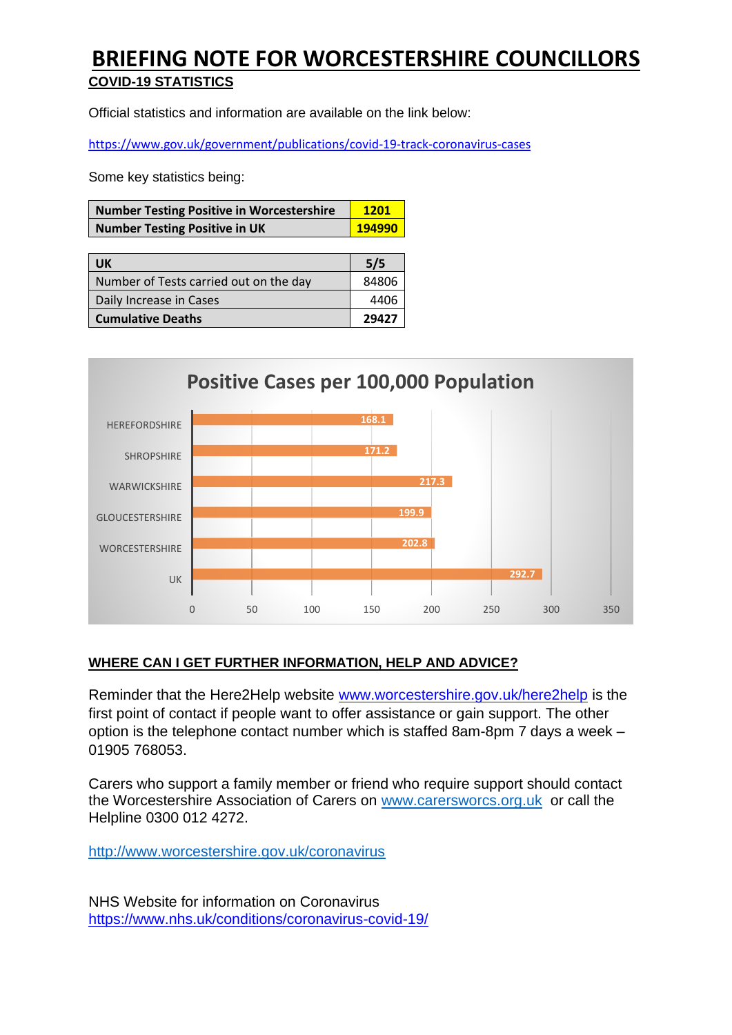# BRIEFING NOTE FOR WORCESTERSHIRE COUNCILLORS

## COVID-19 STATISTICS

Official statistics and information are available on the link below:

https://www.gov.uk/government/publications/covid-19-track-coronavirus-cases

Some key statistics being:

| | |
|---|---|
| **Number Testing Positive in Worcestershire** | **1201** |
| **Number Testing Positive in UK** | **194990** |

| **UK** | **5/5** |
|---|---|
| Number of Tests carried out on the day | 84806 |
| Daily Increase in Cases | 4406 |
| **Cumulative Deaths** | **29427** |

Positive Cases per 100,000 Population

HEREFORDSHIRE 168.1
SHROPSHIRE 171.2
WARWICKSHIRE 217.3
GLOUCESTERSHIRE 199.9
WORCESTERSHIRE 202.8
UK 292.7

0 50 100 150 200 250 300 350

## WHERE CAN I GET FURTHER INFORMATION, HELP AND ADVICE?

Reminder that the Here2Help website www.worcestershire.gov.uk/here2help is the first point of contact if people want to offer assistance or gain support. The other option is the telephone contact number which is staffed 8am-8pm 7 days a week – 01905 768053.

Carers who support a family member or friend who require support should contact the Worcestershire Association of Carers on www.carersworcs.org.uk or call the Helpline 0300 012 4272.

http://www.worcestershire.gov.uk/coronavirus

NHS Website for information on Coronavirus
https://www.nhs.uk/conditions/coronavirus-covid-19/